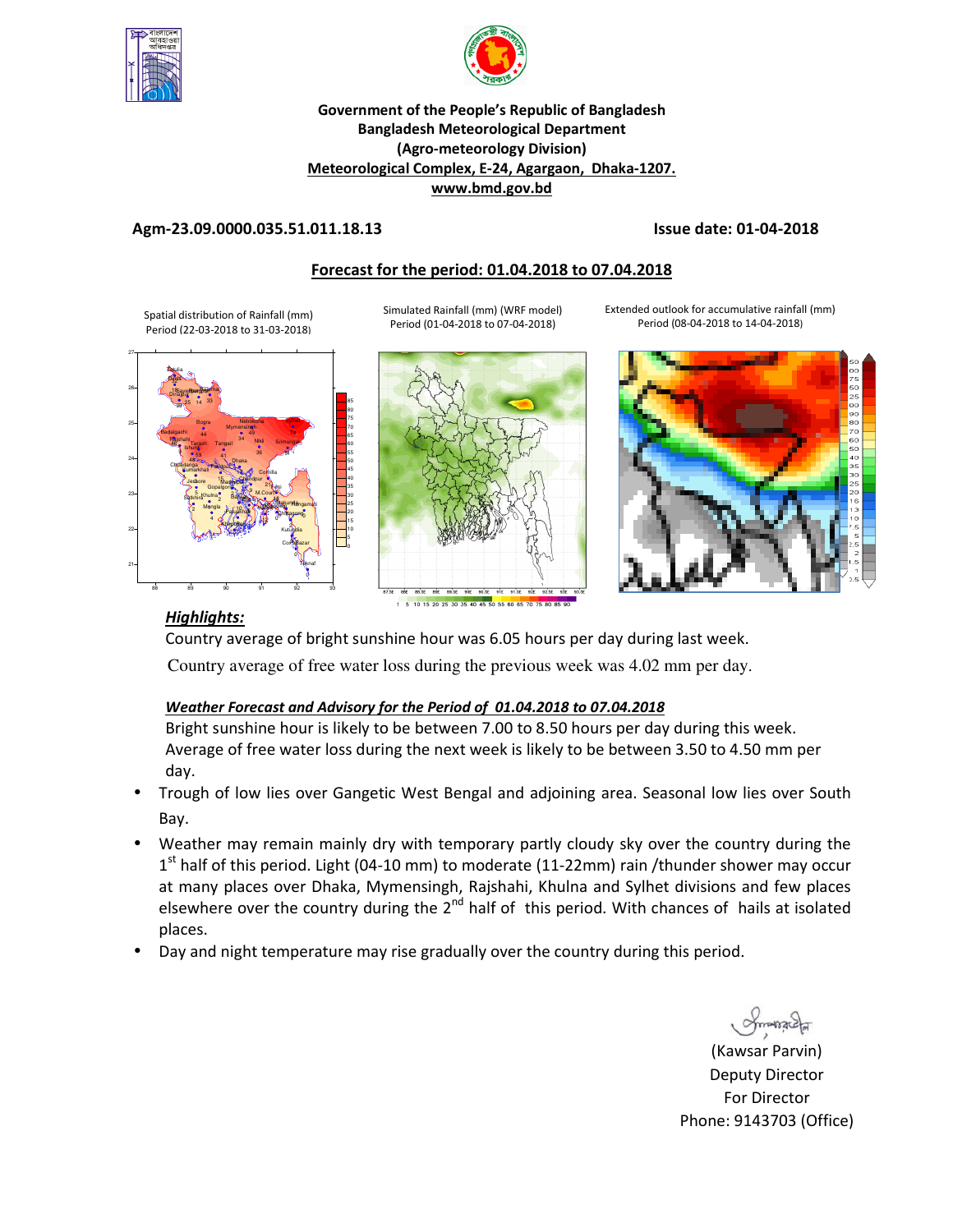**Government of the People's Republic of Bangladesh**
**Bangladesh Meteorological Department**
**(Agro-meteorology Division)**
**Meteorological Complex, E-24, Agargaon, Dhaka-1207.**
**www.bmd.gov.bd**

**Agm-23.09.0000.035.51.011.18.13** **Issue date: 01-04-2018**

## Forecast for the period: 01.04.2018 to 07.04.2018

Spatial distribution of Rainfall (mm) Period (22-03-2018 to 31-03-2018)

Simulated Rainfall (mm) (WRF model) Period (01-04-2018 to 07-04-2018)

Extended outlook for accumulative rainfall (mm) Period (08-04-2018 to 14-04-2018)

### *Highlights:*

Country average of bright sunshine hour was 6.05 hours per day during last week.

Country average of free water loss during the previous week was 4.02 mm per day.

### *Weather Forecast and Advisory for the Period of 01.04.2018 to 07.04.2018*

Bright sunshine hour is likely to be between 7.00 to 8.50 hours per day during this week.
Average of free water loss during the next week is likely to be between 3.50 to 4.50 mm per day.

- Trough of low lies over Gangetic West Bengal and adjoining area. Seasonal low lies over South Bay.
- Weather may remain mainly dry with temporary partly cloudy sky over the country during the 1st half of this period. Light (04-10 mm) to moderate (11-22mm) rain /thunder shower may occur at many places over Dhaka, Mymensingh, Rajshahi, Khulna and Sylhet divisions and few places elsewhere over the country during the 2nd half of this period. With chances of hails at isolated places.
- Day and night temperature may rise gradually over the country during this period.

(Kawsar Parvin)
Deputy Director
For Director
Phone: 9143703 (Office)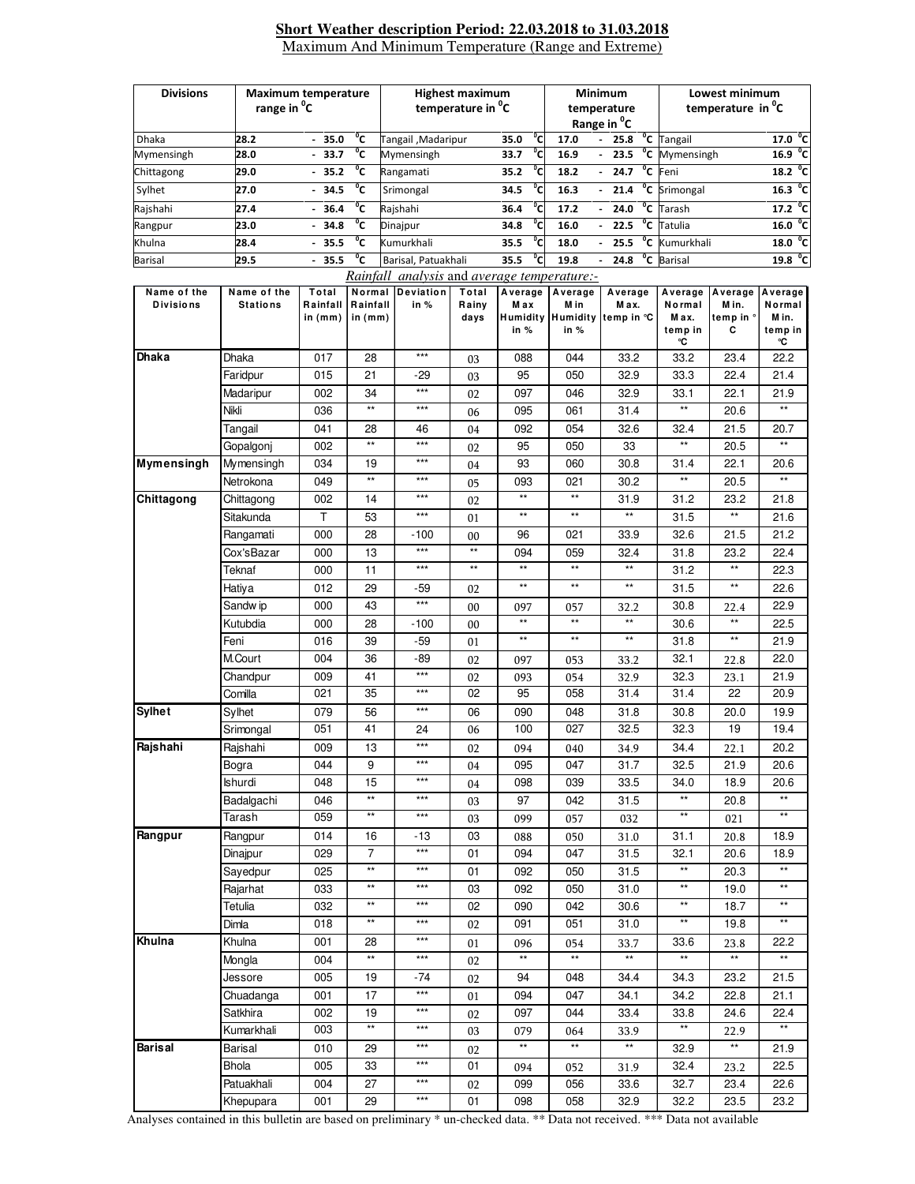## Short Weather description Period: 22.03.2018 to 31.03.2018

Maximum And Minimum Temperature (Range and Extreme)

| Divisions | Maximum temperature range in °C | Highest maximum temperature in °C | | Minimum temperature Range in °C | Lowest minimum temperature in °C | |
|---|---|---|---|---|---|---|
| Dhaka | 28.2 - 35.0 °C | Tangail ,Madaripur | 35.0 °C | 17.0 - 25.8 °C | Tangail | 17.0 °C |
| Mymensingh | 28.0 - 33.7 °C | Mymensingh | 33.7 °C | 16.9 - 23.5 °C | Mymensingh | 16.9 °C |
| Chittagong | 29.0 - 35.2 °C | Rangamati | 35.2 °C | 18.2 - 24.7 °C | Feni | 18.2 °C |
| Sylhet | 27.0 - 34.5 °C | Srimongal | 34.5 °C | 16.3 - 21.4 °C | Srimongal | 16.3 °C |
| Rajshahi | 27.4 - 36.4 °C | Rajshahi | 36.4 °C | 17.2 - 24.0 °C | Tarash | 17.2 °C |
| Rangpur | 23.0 - 34.8 °C | Dinajpur | 34.8 °C | 16.0 - 22.5 °C | Tatulia | 16.0 °C |
| Khulna | 28.4 - 35.5 °C | Kumurkhali | 35.5 °C | 18.0 - 25.5 °C | Kumurkhali | 18.0 °C |
| Barisal | 29.5 - 35.5 °C | Barisal, Patuakhali | 35.5 °C | 19.8 - 24.8 °C | Barisal | 19.8 °C |

*Rainfall analysis* and *average temperature*:-

| Name of the Divisions | Name of the Stations | Total Rainfall in (mm) | Normal Rainfall in (mm) | Deviation in % | Total Rainy days | Average Max Humidity in % | Average Min Humidity in % | Average Max. temp in °C | Average Normal Max. temp in °C | Average Min. temp in °C | Average Normal Min. temp in °C |
|---|---|---|---|---|---|---|---|---|---|---|---|
| Dhaka | Dhaka | 017 | 28 | *** | 03 | 088 | 044 | 33.2 | 33.2 | 23.4 | 22.2 |
| | Faridpur | 015 | 21 | -29 | 03 | 95 | 050 | 32.9 | 33.3 | 22.4 | 21.4 |
| | Madaripur | 002 | 34 | *** | 02 | 097 | 046 | 32.9 | 33.1 | 22.1 | 21.9 |
| | Nikli | 036 | ** | *** | 06 | 095 | 061 | 31.4 | ** | 20.6 | ** |
| | Tangail | 041 | 28 | 46 | 04 | 092 | 054 | 32.6 | 32.4 | 21.5 | 20.7 |
| | Gopalgonj | 002 | ** | *** | 02 | 95 | 050 | 33 | ** | 20.5 | ** |
| Mymensingh | Mymensingh | 034 | 19 | *** | 04 | 93 | 060 | 30.8 | 31.4 | 22.1 | 20.6 |
| | Netrokona | 049 | ** | *** | 05 | 093 | 021 | 30.2 | ** | 20.5 | ** |
| Chittagong | Chittagong | 002 | 14 | *** | 02 | ** | ** | 31.9 | 31.2 | 23.2 | 21.8 |
| | Sitakunda | T | 53 | *** | 01 | ** | ** | ** | 31.5 | ** | 21.6 |
| | Rangamati | 000 | 28 | -100 | 00 | 96 | 021 | 33.9 | 32.6 | 21.5 | 21.2 |
| | Cox'sBazar | 000 | 13 | *** | ** | 094 | 059 | 32.4 | 31.8 | 23.2 | 22.4 |
| | Teknaf | 000 | 11 | *** | ** | ** | ** | ** | 31.2 | ** | 22.3 |
| | Hatiya | 012 | 29 | -59 | 02 | ** | ** | ** | 31.5 | ** | 22.6 |
| | Sandw ip | 000 | 43 | *** | 00 | 097 | 057 | 32.2 | 30.8 | 22.4 | 22.9 |
| | Kutubdia | 000 | 28 | -100 | 00 | ** | ** | ** | 30.6 | ** | 22.5 |
| | Feni | 016 | 39 | -59 | 01 | ** | ** | ** | 31.8 | ** | 21.9 |
| | M.Court | 004 | 36 | -89 | 02 | 097 | 053 | 33.2 | 32.1 | 22.8 | 22.0 |
| | Chandpur | 009 | 41 | *** | 02 | 093 | 054 | 32.9 | 32.3 | 23.1 | 21.9 |
| | Comilla | 021 | 35 | *** | 02 | 95 | 058 | 31.4 | 31.4 | 22 | 20.9 |
| Sylhet | Sylhet | 079 | 56 | *** | 06 | 090 | 048 | 31.8 | 30.8 | 20.0 | 19.9 |
| | Srimongal | 051 | 41 | 24 | 06 | 100 | 027 | 32.5 | 32.3 | 19 | 19.4 |
| Rajshahi | Rajshahi | 009 | 13 | *** | 02 | 094 | 040 | 34.9 | 34.4 | 22.1 | 20.2 |
| | Bogra | 044 | 9 | *** | 04 | 095 | 047 | 31.7 | 32.5 | 21.9 | 20.6 |
| | Ishurdi | 048 | 15 | *** | 04 | 098 | 039 | 33.5 | 34.0 | 18.9 | 20.6 |
| | Badalgachi | 046 | ** | *** | 03 | 97 | 042 | 31.5 | ** | 20.8 | ** |
| | Tarash | 059 | ** | *** | 03 | 099 | 057 | 032 | ** | 021 | ** |
| Rangpur | Rangpur | 014 | 16 | -13 | 03 | 088 | 050 | 31.0 | 31.1 | 20.8 | 18.9 |
| | Dinajpur | 029 | 7 | *** | 01 | 094 | 047 | 31.5 | 32.1 | 20.6 | 18.9 |
| | Sayedpur | 025 | ** | *** | 01 | 092 | 050 | 31.5 | ** | 20.3 | ** |
| | Rajarhat | 033 | ** | *** | 03 | 092 | 050 | 31.0 | ** | 19.0 | ** |
| | Tetulia | 032 | ** | *** | 02 | 090 | 042 | 30.6 | ** | 18.7 | ** |
| | Dimla | 018 | ** | *** | 02 | 091 | 051 | 31.0 | ** | 19.8 | ** |
| Khulna | Khulna | 001 | 28 | *** | 01 | 096 | 054 | 33.7 | 33.6 | 23.8 | 22.2 |
| | Mongla | 004 | ** | *** | 02 | ** | ** | ** | ** | ** | ** |
| | Jessore | 005 | 19 | -74 | 02 | 94 | 048 | 34.4 | 34.3 | 23.2 | 21.5 |
| | Chuadanga | 001 | 17 | *** | 01 | 094 | 047 | 34.1 | 34.2 | 22.8 | 21.1 |
| | Satkhira | 002 | 19 | *** | 02 | 097 | 044 | 33.4 | 33.8 | 24.6 | 22.4 |
| | Kumarkhali | 003 | ** | *** | 03 | 079 | 064 | 33.9 | ** | 22.9 | ** |
| Barisal | Barisal | 010 | 29 | *** | 02 | ** | ** | ** | 32.9 | ** | 21.9 |
| | Bhola | 005 | 33 | *** | 01 | 094 | 052 | 31.9 | 32.4 | 23.2 | 22.5 |
| | Patuakhali | 004 | 27 | *** | 02 | 099 | 056 | 33.6 | 32.7 | 23.4 | 22.6 |
| | Khepupara | 001 | 29 | *** | 01 | 098 | 058 | 32.9 | 32.2 | 23.5 | 23.2 |

Analyses contained in this bulletin are based on preliminary * un-checked data. ** Data not received. *** Data not available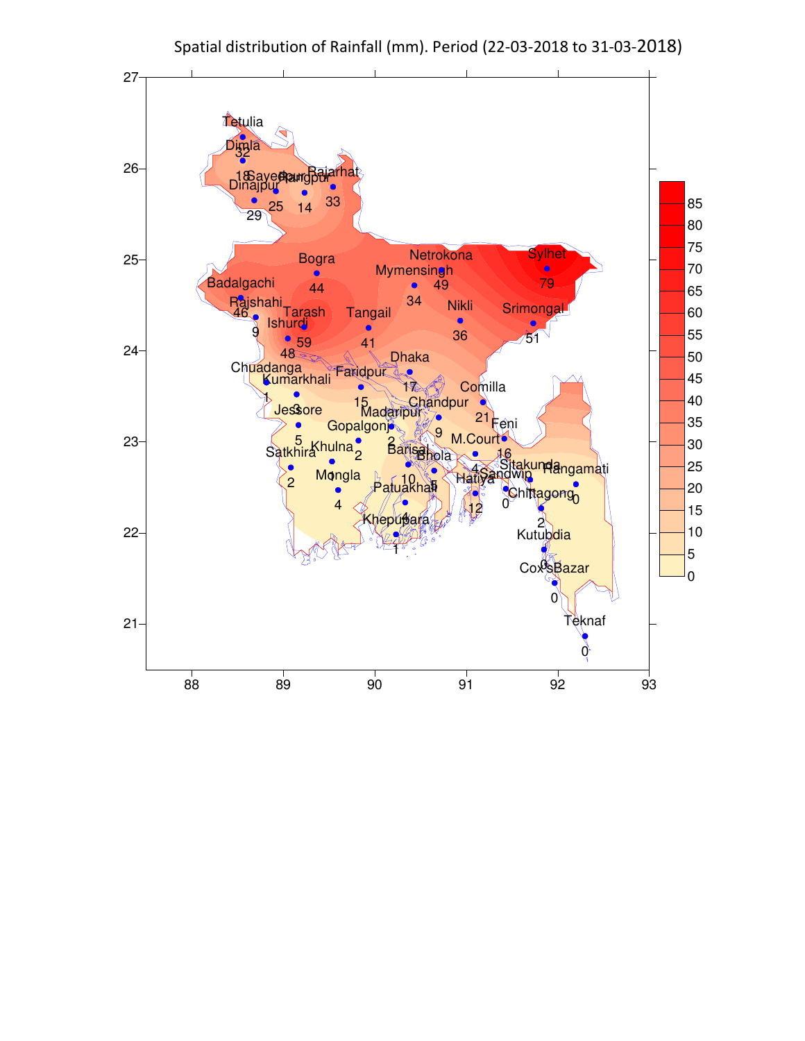Spatial distribution of Rainfall (mm). Period (22-03-2018 to 31-03-2018)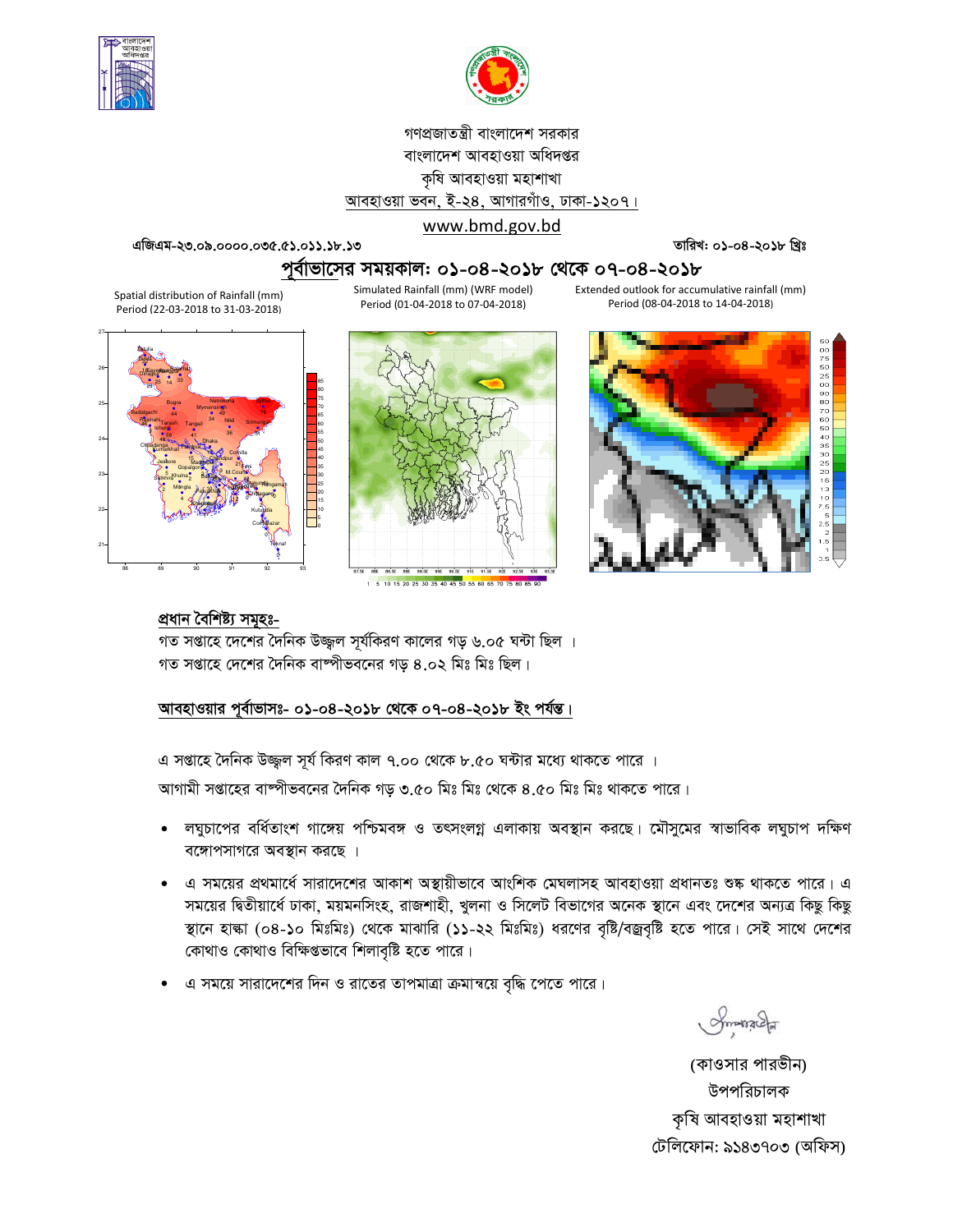গণপ্রজাতন্ত্রী বাংলাদেশ সরকার
বাংলাদেশ আবহাওয়া অধিদপ্তর
কৃষি আবহাওয়া মহাশাখা
আবহাওয়া ভবন, ই-২৪, আগারগাঁও, ঢাকা-১২০৭।
www.bmd.gov.bd

এজিএম-২৩.০৯.০০০০.০৩৫.৫১.০১১.১৮.১৩

তারিখ: ০১-০৪-২০১৮ খ্রিঃ

## পূর্বাভাসের সময়কাল: ০১-০৪-২০১৮ থেকে ০৭-০৪-২০১৮

Spatial distribution of Rainfall (mm) Period (22-03-2018 to 31-03-2018)

Simulated Rainfall (mm) (WRF model) Period (01-04-2018 to 07-04-2018)

Extended outlook for accumulative rainfall (mm) Period (08-04-2018 to 14-04-2018)

### প্রধান বৈশিষ্ট্য সমূহঃ-

গত সপ্তাহে দেশের দৈনিক উজ্জ্বল সূর্যকিরণ কালের গড় ৬.০৫ ঘন্টা ছিল ।
গত সপ্তাহে দেশের দৈনিক বাষ্পীভবনের গড় ৪.০২ মিঃ মিঃ ছিল।

### আবহাওয়ার পূর্বাভাসঃ- ০১-০৪-২০১৮ থেকে ০৭-০৪-২০১৮ ইং পর্যন্ত।

এ সপ্তাহে দৈনিক উজ্জ্বল সূর্য কিরণ কাল ৭.০০ থেকে ৮.৫০ ঘন্টার মধ্যে থাকতে পারে ।
আগামী সপ্তাহের বাষ্পীভবনের দৈনিক গড় ৩.৫০ মিঃ মিঃ থেকে ৪.৫০ মিঃ মিঃ থাকতে পারে।

- লঘুচাপের বর্ধিতাংশ গাঙ্গেয় পশ্চিমবঙ্গ ও তৎসংলগ্ন এলাকায় অবস্থান করছে। মৌসুমের স্বাভাবিক লঘুচাপ দক্ষিণ বঙ্গোপসাগরে অবস্থান করছে ।
- এ সময়ের প্রথমার্ধে সারাদেশের আকাশ অস্থায়ীভাবে আংশিক মেঘলাসহ আবহাওয়া প্রধানতঃ শুষ্ক থাকতে পারে। এ সময়ের দ্বিতীয়ার্ধে ঢাকা, ময়মনসিংহ, রাজশাহী, খুলনা ও সিলেট বিভাগের অনেক স্থানে এবং দেশের অন্যত্র কিছু কিছু স্থানে হাল্কা (০৪-১০ মিঃমিঃ) থেকে মাঝারি (১১-২২ মিঃমিঃ) ধরণের বৃষ্টি/বজ্রবৃষ্টি হতে পারে। সেই সাথে দেশের কোথাও কোথাও বিক্ষিপ্তভাবে শিলাবৃষ্টি হতে পারে।
- এ সময়ে সারাদেশের দিন ও রাতের তাপমাত্রা ক্রমান্বয়ে বৃদ্ধি পেতে পারে।

(কাওসার পারভীন)
উপপরিচালক
কৃষি আবহাওয়া মহাশাখা
টেলিফোন: ৯১৪৩৭০৩ (অফিস)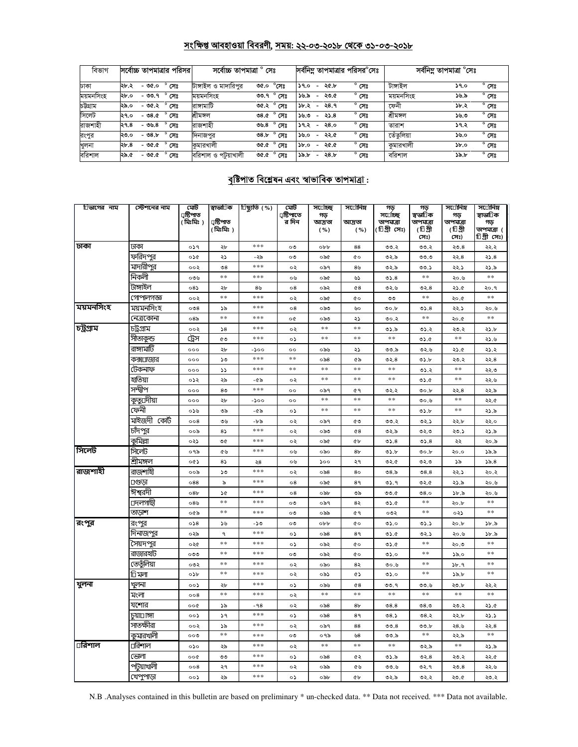## সংক্ষিপ্ত আবহাওয়া বিবরণী, সময়: ২২-০৩-২০১৮ থেকে ৩১-০৩-২০১৮

| বিভাগ | সর্বোচ্চ তাপমাত্রার পরিসর | সর্বোচ্চ তাপমাত্রা ° সেঃ | | সর্বনিম্ন তাপমাত্রার পরিসর°সেঃ | সর্বনিম্ন তাপমাত্রা °সেঃ | |
|---|---|---|---|---|---|---|
| ঢাকা | ২৮.২ - ৩৫.০ ° সেঃ | টাঙ্গাইল ও মাদারিপুর | ৩৫.০ °সেঃ | ১৭.০ - ২৫.৮ ° সেঃ | টাঙ্গাইল | ১৭.০ ° সেঃ |
| ময়মনসিংহ | ২৮.০ - ৩৩.৭ ° সেঃ | ময়মনসিংহ | ৩৩.৭ ° সেঃ | ১৬.৯ - ২৩.৫ ° সেঃ | ময়মনসিংহ | ১৬.৯ ° সেঃ |
| চট্টগ্রাম | ২৯.০ - ৩৫.২ ° সেঃ | রাঙ্গামাটি | ৩৫.২ ° সেঃ | ১৮.২ - ২৪.৭ ° সেঃ | ফেনী | ১৮.২ ° সেঃ |
| সিলেট | ২৭.০ - ৩৪.৫ ° সেঃ | শ্রীমঙ্গল | ৩৪.৫ ° সেঃ | ১৬.৩ - ২১.৪ ° সেঃ | শ্রীমঙ্গল | ১৬.৩ ° সেঃ |
| রাজশাহী | ২৭.৪ - ৩৬.৪ ° সেঃ | রাজশাহী | ৩৬.৪ ° সেঃ | ১৭.২ - ২৪.০ ° সেঃ | তারাশ | ১৭.২ ° সেঃ |
| রংপুর | ২৩.০ - ৩৪.৮ ° সেঃ | দিনাজপুর | ৩৪.৮ ° সেঃ | ১৬.০ - ২২.৫ ° সেঃ | তেঁতুলিয়া | ১৬.০ ° সেঃ |
| খুলনা | ২৮.৪ - ৩৫.৫ ° সেঃ | কুমারখালী | ৩৫.৫ ° সেঃ | ১৮.০ - ২৫.৫ ° সেঃ | কুমারখালী | ১৮.০ ° সেঃ |
| বরিশাল | ২৯.৫ - ৩৫.৫ ° সেঃ | বরিশাল ও পটুয়াখালী | ৩৫.৫ ° সেঃ | ১৯.৮ - ২৪.৮ ° সেঃ | বরিশাল | ১৯.৮ ° সেঃ |

## বৃষ্টিপাত বিশ্লেষন এবং স্বাভাবিক তাপমাত্রা :

| বিভাগের নাম | স্টেশনের নাম | মোট বৃষ্টিপাত (মিঃমিঃ) | স্বাভাবিক বৃষ্টিপাত (মিঃমিঃ) | বিচ্যুতি (%) | মোট বৃষ্টিপাতের দিন | সর্বোচ্চ গড় আদ্রতা (%) | সর্বোনিম্ন আদ্রতা (%) | গড় সর্বোচ্চ তাপমাত্রা (ডিগ্রী সেঃ) | গড় স্বাভাবিক তাপমাত্রা (ডিগ্রী সেঃ) | সর্বোনিম্ন গড় তাপমাত্রা (ডিগ্রী সেঃ) | সর্বোনিম্ন স্বাভাবিক গড় তাপমাত্রা (ডিগ্রী সেঃ) |
|---|---|---|---|---|---|---|---|---|---|---|---|
| ঢাকা | ঢাকা | ০১৭ | ২৮ | *** | ০৩ | ০৮৮ | ৪৪ | ৩৩.২ | ৩৩.২ | ২৩.৪ | ২২.২ |
| | ফরিদপুর | ০১৫ | ২১ | -২৯ | ০৩ | ০৯৫ | ৫০ | ৩২.৯ | ৩৩.৩ | ২২.৪ | ২১.৪ |
| | মাদারীপুর | ০০২ | ৩৪ | *** | ০২ | ০৯৭ | ৪৬ | ৩২.৯ | ৩৩.১ | ২২.১ | ২১.৯ |
| | নিকলী | ০৩৬ | ** | *** | ০৬ | ০৯৫ | ৬১ | ৩১.৪ | ** | ২০.৬ | ** |
| | টাঙ্গাইল | ০৪১ | ২৮ | ৪৬ | ০৪ | ০৯২ | ৫৪ | ৩২.৬ | ৩২.৪ | ২১.৫ | ২০.৭ |
| | গোপালগঞ্জ | ০০২ | ** | *** | ০২ | ০৯৫ | ৫০ | ৩৩ | ** | ২০.৫ | ** |
| ময়মনসিংহ | ময়মনসিংহ | ০৩৪ | ১৯ | *** | ০৪ | ০৯৩ | ৬০ | ৩০.৮ | ৩১.৪ | ২২.১ | ২০.৬ |
| | নেত্রকোনা | ০৪৯ | ** | *** | ০৫ | ০৯৩ | ২১ | ৩০.২ | ** | ২০.৫ | ** |
| চট্টগ্রাম | চট্টগ্রাম | ০০২ | ১৪ | *** | ০২ | ** | ** | ৩১.৯ | ৩১.২ | ২৩.২ | ২১.৮ |
| | সীতাকুন্ড | ট্রেস | ৫৩ | *** | ০১ | ** | ** | ** | ৩১.৫ | ** | ২১.৬ |
| | রাঙ্গামাটি | ০০০ | ২৮ | -১০০ | ০০ | ০৯৬ | ২১ | ৩৩.৯ | ৩২.৬ | ২১.৫ | ২১.২ |
| | কক্সবাজার | ০০০ | ১৩ | *** | ** | ০৯৪ | ৫৯ | ৩২.৪ | ৩১.৮ | ২৩.২ | ২২.৪ |
| | টেকনাফ | ০০০ | ১১ | *** | ** | ** | ** | ** | ৩১.২ | ** | ২২.৩ |
| | হাতিয়া | ০১২ | ২৯ | -৫৯ | ০২ | ** | ** | ** | ৩১.৫ | ** | ২২.৬ |
| | সন্দ্বীপ | ০০০ | ৪৩ | *** | ০০ | ০৯৭ | ৫৭ | ৩২.২ | ৩০.৮ | ২২.৪ | ২২.৯ |
| | কুতুবদীয়া | ০০০ | ২৮ | -১০০ | ০০ | ** | ** | ** | ৩০.৬ | ** | ২২.৫ |
| | ফেনী | ০১৬ | ৩৯ | -৫৯ | ০১ | ** | ** | ** | ৩১.৮ | ** | ২১.৯ |
| | মাইজদী কোর্ট | ০০৪ | ৩৬ | -৮৯ | ০২ | ০৯৭ | ৫৩ | ৩৩.২ | ৩২.১ | ২২.৮ | ২২.০ |
| | চাঁদপুর | ০০৯ | ৪১ | *** | ০২ | ০৯৩ | ৫৪ | ৩২.৯ | ৩২.৩ | ২৩.১ | ২১.৯ |
| | কুমিল্লা | ০২১ | ৩৫ | *** | ০২ | ০৯৫ | ৫৮ | ৩১.৪ | ৩১.৪ | ২২ | ২০.৯ |
| সিলেট | সিলেট | ০৭৯ | ৫৬ | *** | ০৬ | ০৯০ | ৪৮ | ৩১.৮ | ৩০.৮ | ২০.০ | ১৯.৯ |
| | শ্রীমঙ্গল | ০৫১ | ৪১ | ২৪ | ০৬ | ১০০ | ২৭ | ৩২.৫ | ৩২.৩ | ১৯ | ১৬.৪ |
| রাজশাহী | রাজশাহী | ০০৯ | ১৩ | *** | ০২ | ০৯৪ | ৪০ | ৩৪.৯ | ৩৪.৪ | ২২.১ | ২০.২ |
| | বগুড়া | ০৪৪ | ৯ | *** | ০৪ | ০৯৫ | ৪৭ | ৩১.৭ | ৩২.৫ | ২১.৯ | ২০.৬ |
| | ঈশ্বরদী | ০৪৮ | ১৫ | *** | ০৪ | ০৯৮ | ৩৯ | ৩৩.৫ | ৩৪.০ | ১৮.৯ | ২০.৬ |
| | বদলগাছী | ০৪৬ | ** | *** | ০৩ | ০৯৭ | ৪২ | ৩১.৫ | ** | ২০.৮ | ** |
| | তাড়াশ | ০৫৯ | ** | *** | ০৩ | ০৯৯ | ৫৭ | ০৩২ | ** | ০২১ | ** |
| রংপুর | রংপুর | ০১৪ | ১৬ | -১৩ | ০৩ | ০৮৮ | ৫০ | ৩১.০ | ৩১.১ | ২০.৮ | ১৮.৯ |
| | দিনাজপুর | ০২৯ | ৭ | *** | ০১ | ০৯৪ | ৪৭ | ৩১.৫ | ৩২.১ | ২০.৬ | ১৮.৯ |
| | সৈয়দপুর | ০২৫ | ** | *** | ০১ | ০৯২ | ৫০ | ৩১.৫ | ** | ২০.৩ | ** |
| | রাজারহাট | ০৩৩ | ** | *** | ০৩ | ০৯২ | ৫০ | ৩১.০ | ** | ১৯.০ | ** |
| | তেতুঁলিয়া | ০৩২ | ** | *** | ০২ | ০৯০ | ৪২ | ৩০.৬ | ** | ১৮.৭ | ** |
| | ডিমলা | ০১৮ | ** | *** | ০২ | ০৯১ | ৫১ | ৩১.০ | ** | ১৯.৮ | ** |
| খুলনা | খুলনা | ০০১ | ২৮ | *** | ০১ | ০৯৬ | ৫৪ | ৩৩.৭ | ৩৩.৬ | ২৩.৮ | ২২.২ |
| | মংলা | ০০৪ | ** | *** | ০২ | ** | ** | ** | ** | ** | ** |
| | যশোর | ০০৫ | ১৯ | -৭৪ | ০২ | ০৯৪ | ৪৮ | ৩৪.৪ | ৩৪.৩ | ২৩.২ | ২১.৫ |
| | চুয়াডাঙ্গা | ০০১ | ১৭ | *** | ০১ | ০৯৪ | ৪৭ | ৩৪.১ | ৩৪.২ | ২২.৮ | ২১.১ |
| | সাতক্ষীরা | ০০২ | ১৯ | *** | ০২ | ০৯৭ | ৪৪ | ৩৩.৪ | ৩৩.৮ | ২৪.৬ | ২২.৪ |
| | কুমারখালী | ০০৩ | ** | *** | ০৩ | ০৭৯ | ৬৪ | ৩৩.৯ | ** | ২২.৯ | ** |
| বরিশাল | বরিশাল | ০১০ | ২৯ | *** | ০২ | ** | ** | ** | ৩২.৯ | ** | ২১.৯ |
| | ভোলা | ০০৫ | ৩৩ | *** | ০১ | ০৯৪ | ৫২ | ৩১.৯ | ৩২.৪ | ২৩.২ | ২২.৫ |
| | পটুয়াখালী | ০০৪ | ২৭ | *** | ০২ | ০৯৯ | ৫৬ | ৩৩.৬ | ৩২.৭ | ২৩.৪ | ২২.৬ |
| | খেপুপাড়া | ০০১ | ২৯ | *** | ০১ | ০৯৮ | ৫৮ | ৩২.৯ | ৩২.২ | ২৩.৫ | ২৩.২ |

N.B .Analyses contained in this bulletin are based on preliminary * un-checked data. ** Data not received. *** Data not available.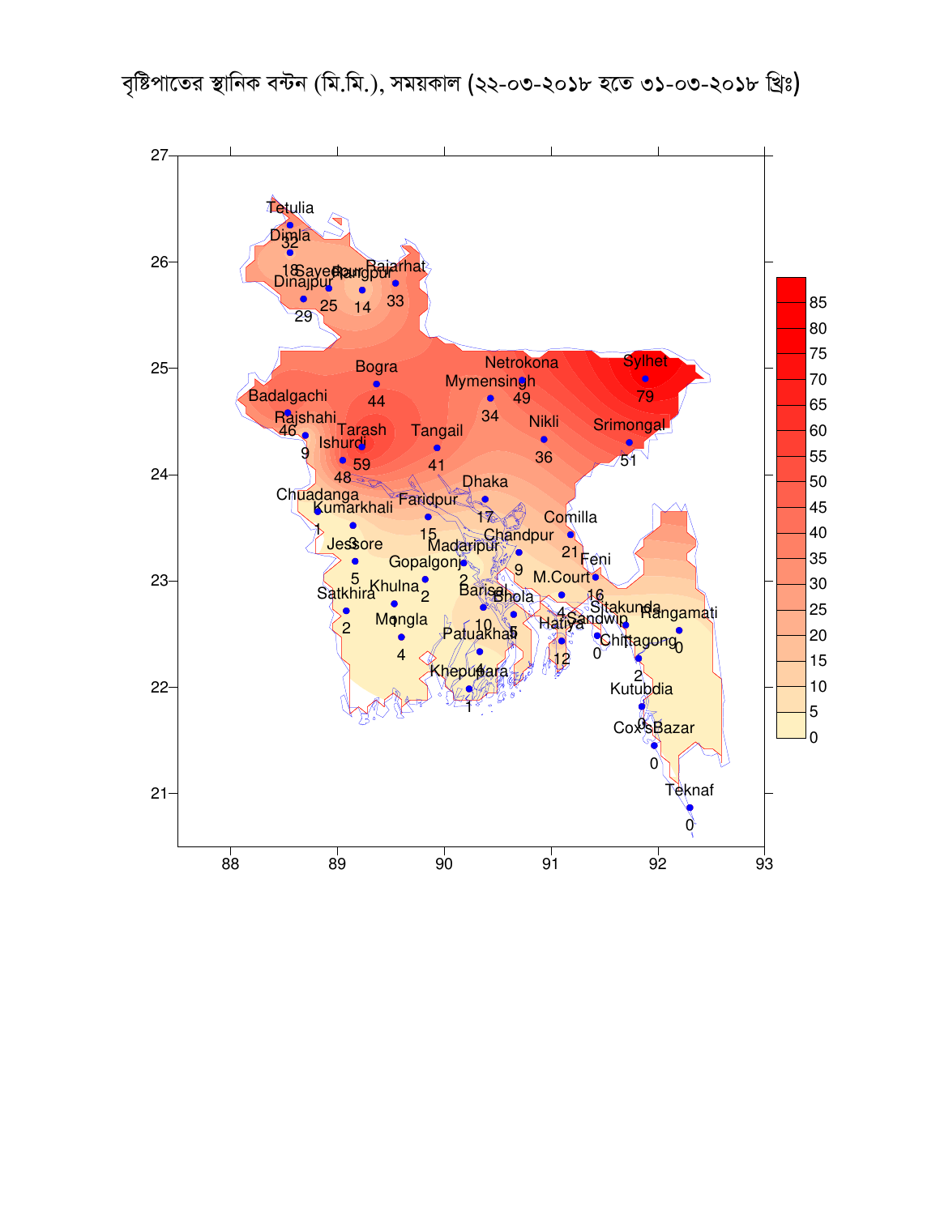# বৃষ্টিপাতের স্থানিক বন্টন (মি.মি.), সময়কাল (২২-০৩-২০১৮ হতে ৩১-০৩-২০১৮ খ্রিঃ)

27
26
25
24
23
22
21

88
89
90
91
92
93

Tetulia
Dimla
32
18
Sayedpur
Rangpur
Rajarhat
Dinajpur
25
14
33
29
Bogra
44
Netrokona
Sylhet
Mymensingh
49
79
Badalgachi
34
Rajshahi
46
Tarash
Ishurdi
9
59
48
Tangail
41
Nikli
36
Srimongal
51
Chuadanga
Dhaka
Kumarkhali
Faridpur
17
1
3
15
Comilla
Jessore
Madaripur
Chandpur
21
5
Gopalgonj
2
9
Feni
Khulna
2
M.Court
16
Satkhira
Barisal
Bhola
4
2
Mongla
1
10
Sitakunda
Hatiya
Sandwip
Rangamati
Patuakhali
5
Chittagong
4
4
12
0
0
Khepupara
1
2
Kutubdia
0
Cox'sBazar
0
Teknaf
0

85
80
75
70
65
60
55
50
45
40
35
30
25
20
15
10
5
0